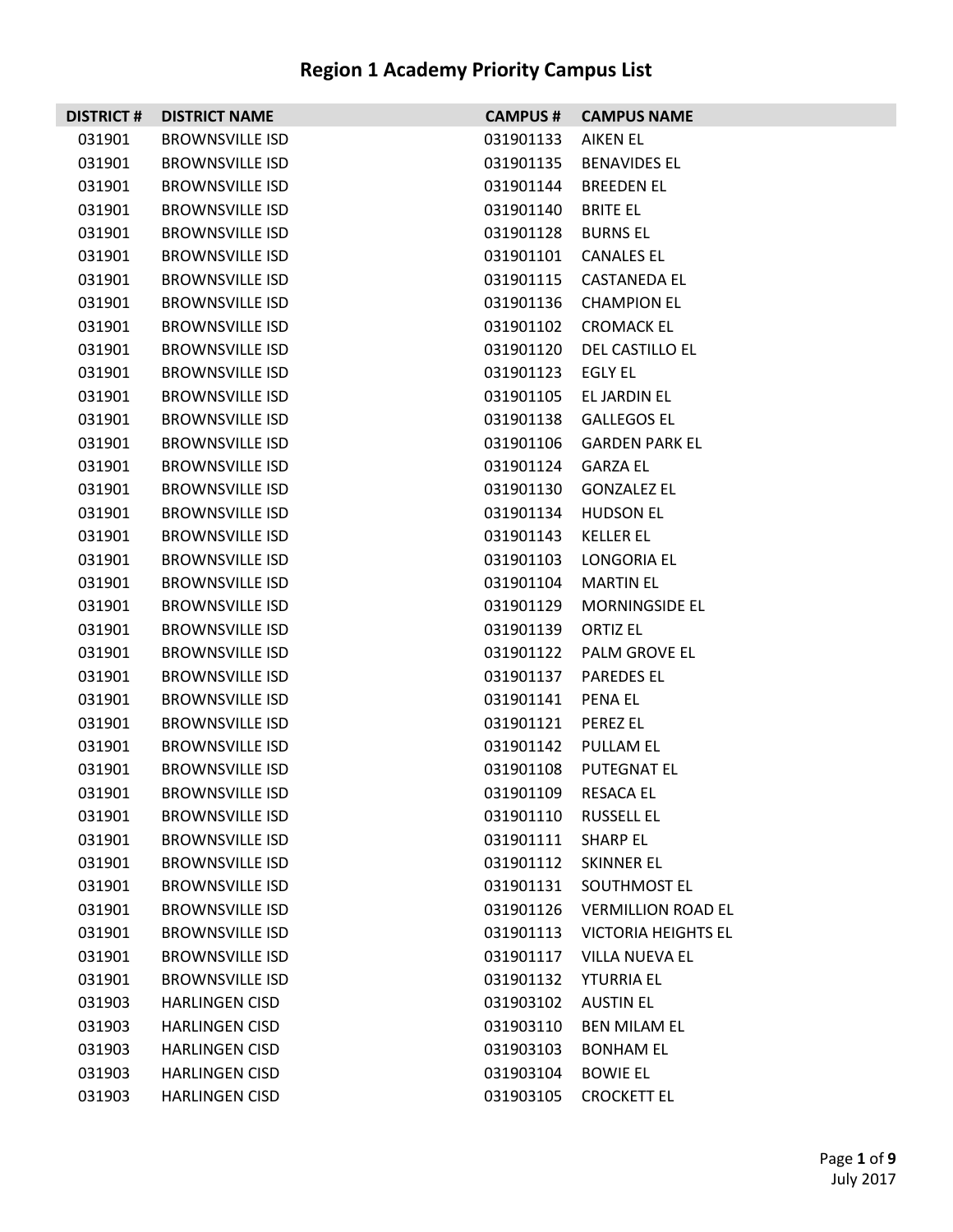# Region 1 Academy Priority Campus List

| DISTRICT # | DISTRICT NAME | CAMPUS # | CAMPUS NAME |
|---|---|---|---|
| 031901 | BROWNSVILLE ISD | 031901133 | AIKEN EL |
| 031901 | BROWNSVILLE ISD | 031901135 | BENAVIDES EL |
| 031901 | BROWNSVILLE ISD | 031901144 | BREEDEN EL |
| 031901 | BROWNSVILLE ISD | 031901140 | BRITE EL |
| 031901 | BROWNSVILLE ISD | 031901128 | BURNS EL |
| 031901 | BROWNSVILLE ISD | 031901101 | CANALES EL |
| 031901 | BROWNSVILLE ISD | 031901115 | CASTANEDA EL |
| 031901 | BROWNSVILLE ISD | 031901136 | CHAMPION EL |
| 031901 | BROWNSVILLE ISD | 031901102 | CROMACK EL |
| 031901 | BROWNSVILLE ISD | 031901120 | DEL CASTILLO EL |
| 031901 | BROWNSVILLE ISD | 031901123 | EGLY EL |
| 031901 | BROWNSVILLE ISD | 031901105 | EL JARDIN EL |
| 031901 | BROWNSVILLE ISD | 031901138 | GALLEGOS EL |
| 031901 | BROWNSVILLE ISD | 031901106 | GARDEN PARK EL |
| 031901 | BROWNSVILLE ISD | 031901124 | GARZA EL |
| 031901 | BROWNSVILLE ISD | 031901130 | GONZALEZ EL |
| 031901 | BROWNSVILLE ISD | 031901134 | HUDSON EL |
| 031901 | BROWNSVILLE ISD | 031901143 | KELLER EL |
| 031901 | BROWNSVILLE ISD | 031901103 | LONGORIA EL |
| 031901 | BROWNSVILLE ISD | 031901104 | MARTIN EL |
| 031901 | BROWNSVILLE ISD | 031901129 | MORNINGSIDE EL |
| 031901 | BROWNSVILLE ISD | 031901139 | ORTIZ EL |
| 031901 | BROWNSVILLE ISD | 031901122 | PALM GROVE EL |
| 031901 | BROWNSVILLE ISD | 031901137 | PAREDES EL |
| 031901 | BROWNSVILLE ISD | 031901141 | PENA EL |
| 031901 | BROWNSVILLE ISD | 031901121 | PEREZ EL |
| 031901 | BROWNSVILLE ISD | 031901142 | PULLAM EL |
| 031901 | BROWNSVILLE ISD | 031901108 | PUTEGNAT EL |
| 031901 | BROWNSVILLE ISD | 031901109 | RESACA EL |
| 031901 | BROWNSVILLE ISD | 031901110 | RUSSELL EL |
| 031901 | BROWNSVILLE ISD | 031901111 | SHARP EL |
| 031901 | BROWNSVILLE ISD | 031901112 | SKINNER EL |
| 031901 | BROWNSVILLE ISD | 031901131 | SOUTHMOST EL |
| 031901 | BROWNSVILLE ISD | 031901126 | VERMILLION ROAD EL |
| 031901 | BROWNSVILLE ISD | 031901113 | VICTORIA HEIGHTS EL |
| 031901 | BROWNSVILLE ISD | 031901117 | VILLA NUEVA EL |
| 031901 | BROWNSVILLE ISD | 031901132 | YTURRIA EL |
| 031903 | HARLINGEN CISD | 031903102 | AUSTIN EL |
| 031903 | HARLINGEN CISD | 031903110 | BEN MILAM EL |
| 031903 | HARLINGEN CISD | 031903103 | BONHAM EL |
| 031903 | HARLINGEN CISD | 031903104 | BOWIE EL |
| 031903 | HARLINGEN CISD | 031903105 | CROCKETT EL |

July 2017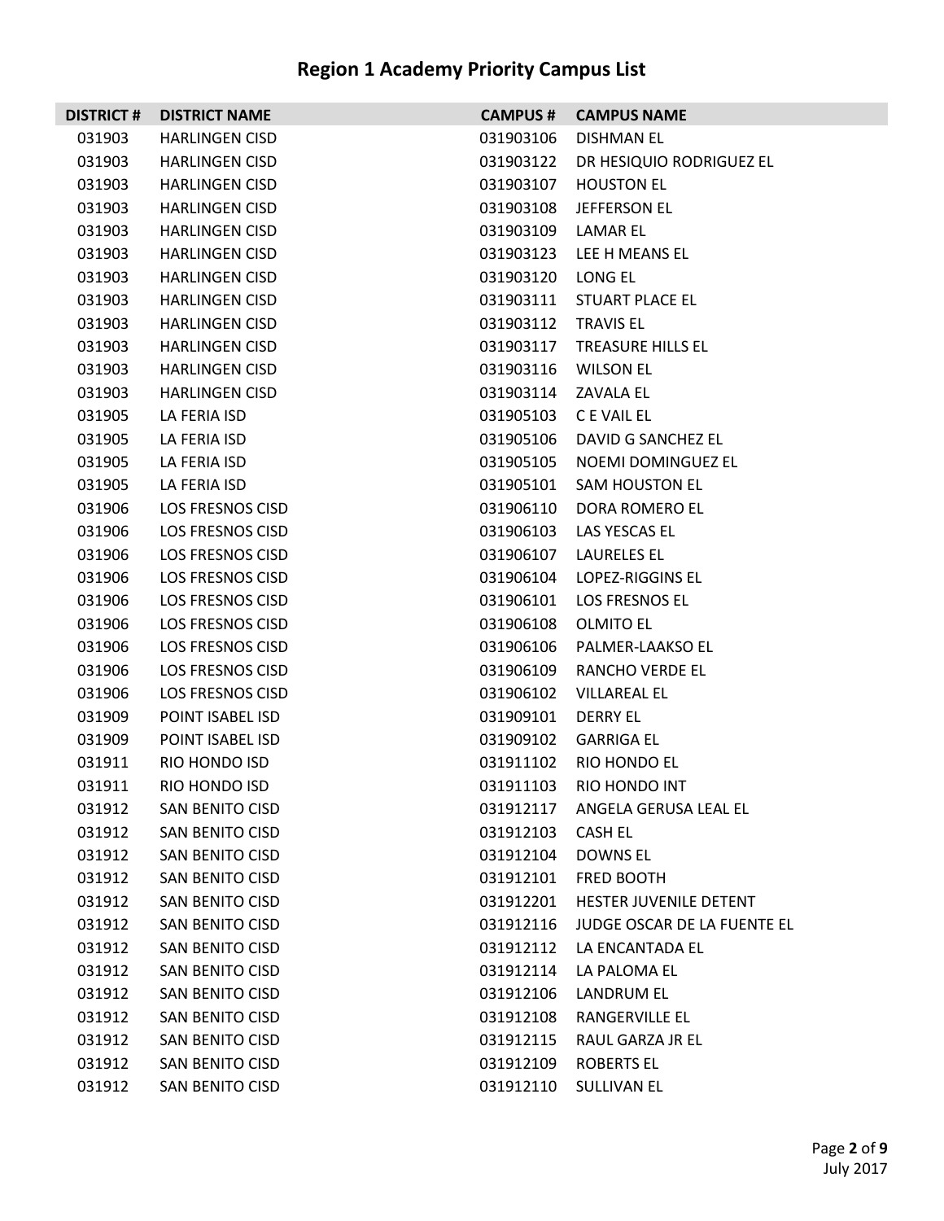# Region 1 Academy Priority Campus List

| DISTRICT # | DISTRICT NAME | CAMPUS # | CAMPUS NAME |
|---|---|---|---|
| 031903 | HARLINGEN CISD | 031903106 | DISHMAN EL |
| 031903 | HARLINGEN CISD | 031903122 | DR HESIQUIO RODRIGUEZ EL |
| 031903 | HARLINGEN CISD | 031903107 | HOUSTON EL |
| 031903 | HARLINGEN CISD | 031903108 | JEFFERSON EL |
| 031903 | HARLINGEN CISD | 031903109 | LAMAR EL |
| 031903 | HARLINGEN CISD | 031903123 | LEE H MEANS EL |
| 031903 | HARLINGEN CISD | 031903120 | LONG EL |
| 031903 | HARLINGEN CISD | 031903111 | STUART PLACE EL |
| 031903 | HARLINGEN CISD | 031903112 | TRAVIS EL |
| 031903 | HARLINGEN CISD | 031903117 | TREASURE HILLS EL |
| 031903 | HARLINGEN CISD | 031903116 | WILSON EL |
| 031903 | HARLINGEN CISD | 031903114 | ZAVALA EL |
| 031905 | LA FERIA ISD | 031905103 | C E VAIL EL |
| 031905 | LA FERIA ISD | 031905106 | DAVID G SANCHEZ EL |
| 031905 | LA FERIA ISD | 031905105 | NOEMI DOMINGUEZ EL |
| 031905 | LA FERIA ISD | 031905101 | SAM HOUSTON EL |
| 031906 | LOS FRESNOS CISD | 031906110 | DORA ROMERO EL |
| 031906 | LOS FRESNOS CISD | 031906103 | LAS YESCAS EL |
| 031906 | LOS FRESNOS CISD | 031906107 | LAURELES EL |
| 031906 | LOS FRESNOS CISD | 031906104 | LOPEZ-RIGGINS EL |
| 031906 | LOS FRESNOS CISD | 031906101 | LOS FRESNOS EL |
| 031906 | LOS FRESNOS CISD | 031906108 | OLMITO EL |
| 031906 | LOS FRESNOS CISD | 031906106 | PALMER-LAAKSO EL |
| 031906 | LOS FRESNOS CISD | 031906109 | RANCHO VERDE EL |
| 031906 | LOS FRESNOS CISD | 031906102 | VILLAREAL EL |
| 031909 | POINT ISABEL ISD | 031909101 | DERRY EL |
| 031909 | POINT ISABEL ISD | 031909102 | GARRIGA EL |
| 031911 | RIO HONDO ISD | 031911102 | RIO HONDO EL |
| 031911 | RIO HONDO ISD | 031911103 | RIO HONDO INT |
| 031912 | SAN BENITO CISD | 031912117 | ANGELA GERUSA LEAL EL |
| 031912 | SAN BENITO CISD | 031912103 | CASH EL |
| 031912 | SAN BENITO CISD | 031912104 | DOWNS EL |
| 031912 | SAN BENITO CISD | 031912101 | FRED BOOTH |
| 031912 | SAN BENITO CISD | 031912201 | HESTER JUVENILE DETENT |
| 031912 | SAN BENITO CISD | 031912116 | JUDGE OSCAR DE LA FUENTE EL |
| 031912 | SAN BENITO CISD | 031912112 | LA ENCANTADA EL |
| 031912 | SAN BENITO CISD | 031912114 | LA PALOMA EL |
| 031912 | SAN BENITO CISD | 031912106 | LANDRUM EL |
| 031912 | SAN BENITO CISD | 031912108 | RANGERVILLE EL |
| 031912 | SAN BENITO CISD | 031912115 | RAUL GARZA JR EL |
| 031912 | SAN BENITO CISD | 031912109 | ROBERTS EL |
| 031912 | SAN BENITO CISD | 031912110 | SULLIVAN EL |

July 2017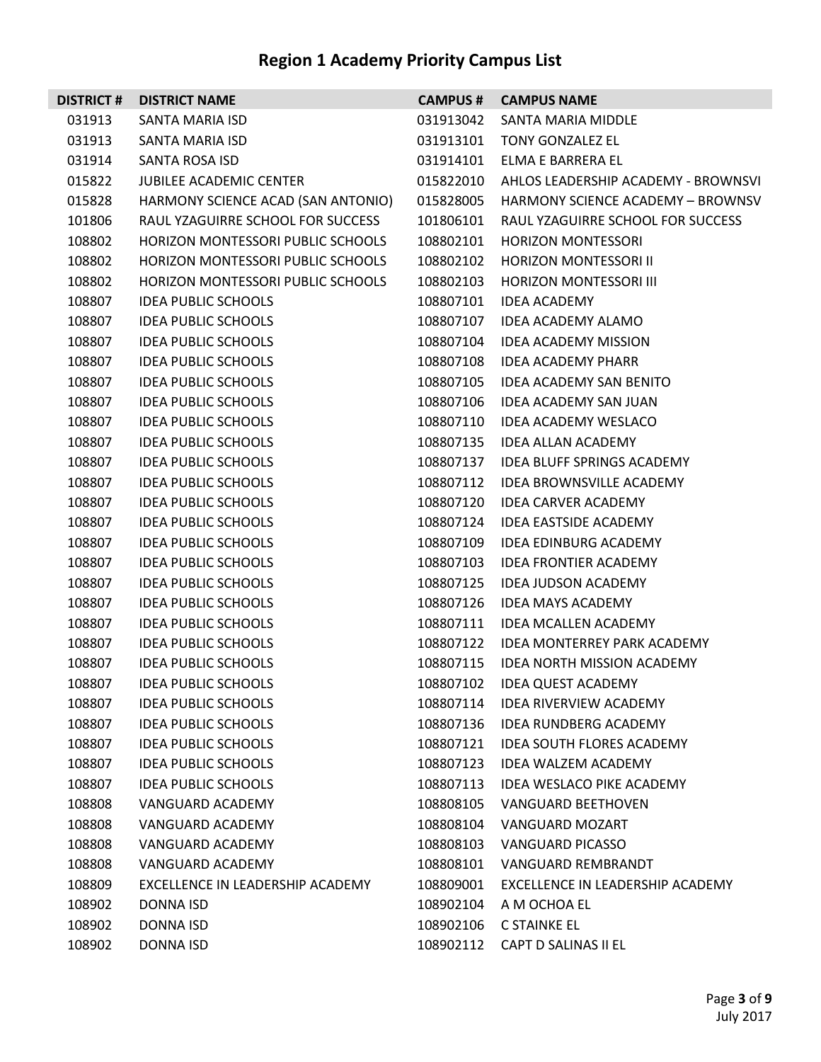# Region 1 Academy Priority Campus List

| DISTRICT # | DISTRICT NAME | CAMPUS # | CAMPUS NAME |
|---|---|---|---|
| 031913 | SANTA MARIA ISD | 031913042 | SANTA MARIA MIDDLE |
| 031913 | SANTA MARIA ISD | 031913101 | TONY GONZALEZ EL |
| 031914 | SANTA ROSA ISD | 031914101 | ELMA E BARRERA EL |
| 015822 | JUBILEE ACADEMIC CENTER | 015822010 | AHLOS LEADERSHIP ACADEMY - BROWNSVI |
| 015828 | HARMONY SCIENCE ACAD (SAN ANTONIO) | 015828005 | HARMONY SCIENCE ACADEMY – BROWNSV |
| 101806 | RAUL YZAGUIRRE SCHOOL FOR SUCCESS | 101806101 | RAUL YZAGUIRRE SCHOOL FOR SUCCESS |
| 108802 | HORIZON MONTESSORI PUBLIC SCHOOLS | 108802101 | HORIZON MONTESSORI |
| 108802 | HORIZON MONTESSORI PUBLIC SCHOOLS | 108802102 | HORIZON MONTESSORI II |
| 108802 | HORIZON MONTESSORI PUBLIC SCHOOLS | 108802103 | HORIZON MONTESSORI III |
| 108807 | IDEA PUBLIC SCHOOLS | 108807101 | IDEA ACADEMY |
| 108807 | IDEA PUBLIC SCHOOLS | 108807107 | IDEA ACADEMY ALAMO |
| 108807 | IDEA PUBLIC SCHOOLS | 108807104 | IDEA ACADEMY MISSION |
| 108807 | IDEA PUBLIC SCHOOLS | 108807108 | IDEA ACADEMY PHARR |
| 108807 | IDEA PUBLIC SCHOOLS | 108807105 | IDEA ACADEMY SAN BENITO |
| 108807 | IDEA PUBLIC SCHOOLS | 108807106 | IDEA ACADEMY SAN JUAN |
| 108807 | IDEA PUBLIC SCHOOLS | 108807110 | IDEA ACADEMY WESLACO |
| 108807 | IDEA PUBLIC SCHOOLS | 108807135 | IDEA ALLAN ACADEMY |
| 108807 | IDEA PUBLIC SCHOOLS | 108807137 | IDEA BLUFF SPRINGS ACADEMY |
| 108807 | IDEA PUBLIC SCHOOLS | 108807112 | IDEA BROWNSVILLE ACADEMY |
| 108807 | IDEA PUBLIC SCHOOLS | 108807120 | IDEA CARVER ACADEMY |
| 108807 | IDEA PUBLIC SCHOOLS | 108807124 | IDEA EASTSIDE ACADEMY |
| 108807 | IDEA PUBLIC SCHOOLS | 108807109 | IDEA EDINBURG ACADEMY |
| 108807 | IDEA PUBLIC SCHOOLS | 108807103 | IDEA FRONTIER ACADEMY |
| 108807 | IDEA PUBLIC SCHOOLS | 108807125 | IDEA JUDSON ACADEMY |
| 108807 | IDEA PUBLIC SCHOOLS | 108807126 | IDEA MAYS ACADEMY |
| 108807 | IDEA PUBLIC SCHOOLS | 108807111 | IDEA MCALLEN ACADEMY |
| 108807 | IDEA PUBLIC SCHOOLS | 108807122 | IDEA MONTERREY PARK ACADEMY |
| 108807 | IDEA PUBLIC SCHOOLS | 108807115 | IDEA NORTH MISSION ACADEMY |
| 108807 | IDEA PUBLIC SCHOOLS | 108807102 | IDEA QUEST ACADEMY |
| 108807 | IDEA PUBLIC SCHOOLS | 108807114 | IDEA RIVERVIEW ACADEMY |
| 108807 | IDEA PUBLIC SCHOOLS | 108807136 | IDEA RUNDBERG ACADEMY |
| 108807 | IDEA PUBLIC SCHOOLS | 108807121 | IDEA SOUTH FLORES ACADEMY |
| 108807 | IDEA PUBLIC SCHOOLS | 108807123 | IDEA WALZEM ACADEMY |
| 108807 | IDEA PUBLIC SCHOOLS | 108807113 | IDEA WESLACO PIKE ACADEMY |
| 108808 | VANGUARD ACADEMY | 108808105 | VANGUARD BEETHOVEN |
| 108808 | VANGUARD ACADEMY | 108808104 | VANGUARD MOZART |
| 108808 | VANGUARD ACADEMY | 108808103 | VANGUARD PICASSO |
| 108808 | VANGUARD ACADEMY | 108808101 | VANGUARD REMBRANDT |
| 108809 | EXCELLENCE IN LEADERSHIP ACADEMY | 108809001 | EXCELLENCE IN LEADERSHIP ACADEMY |
| 108902 | DONNA ISD | 108902104 | A M OCHOA EL |
| 108902 | DONNA ISD | 108902106 | C STAINKE EL |
| 108902 | DONNA ISD | 108902112 | CAPT D SALINAS II EL |

July 2017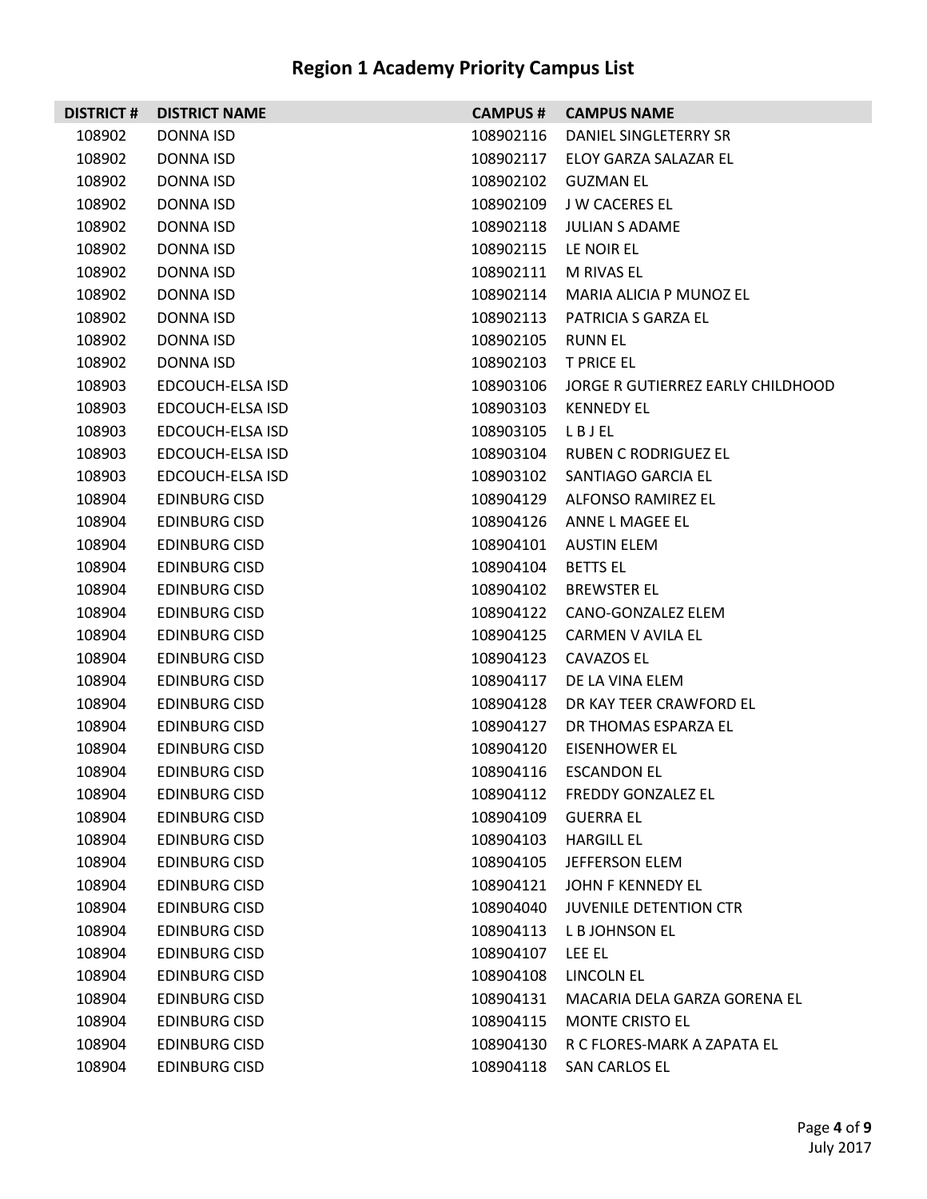# Region 1 Academy Priority Campus List

| DISTRICT # | DISTRICT NAME | CAMPUS # | CAMPUS NAME |
|---|---|---|---|
| 108902 | DONNA ISD | 108902116 | DANIEL SINGLETERRY SR |
| 108902 | DONNA ISD | 108902117 | ELOY GARZA SALAZAR EL |
| 108902 | DONNA ISD | 108902102 | GUZMAN EL |
| 108902 | DONNA ISD | 108902109 | J W CACERES EL |
| 108902 | DONNA ISD | 108902118 | JULIAN S ADAME |
| 108902 | DONNA ISD | 108902115 | LE NOIR EL |
| 108902 | DONNA ISD | 108902111 | M RIVAS EL |
| 108902 | DONNA ISD | 108902114 | MARIA ALICIA P MUNOZ EL |
| 108902 | DONNA ISD | 108902113 | PATRICIA S GARZA EL |
| 108902 | DONNA ISD | 108902105 | RUNN EL |
| 108902 | DONNA ISD | 108902103 | T PRICE EL |
| 108903 | EDCOUCH-ELSA ISD | 108903106 | JORGE R GUTIERREZ EARLY CHILDHOOD |
| 108903 | EDCOUCH-ELSA ISD | 108903103 | KENNEDY EL |
| 108903 | EDCOUCH-ELSA ISD | 108903105 | L B J EL |
| 108903 | EDCOUCH-ELSA ISD | 108903104 | RUBEN C RODRIGUEZ EL |
| 108903 | EDCOUCH-ELSA ISD | 108903102 | SANTIAGO GARCIA EL |
| 108904 | EDINBURG CISD | 108904129 | ALFONSO RAMIREZ EL |
| 108904 | EDINBURG CISD | 108904126 | ANNE L MAGEE EL |
| 108904 | EDINBURG CISD | 108904101 | AUSTIN ELEM |
| 108904 | EDINBURG CISD | 108904104 | BETTS EL |
| 108904 | EDINBURG CISD | 108904102 | BREWSTER EL |
| 108904 | EDINBURG CISD | 108904122 | CANO-GONZALEZ ELEM |
| 108904 | EDINBURG CISD | 108904125 | CARMEN V AVILA EL |
| 108904 | EDINBURG CISD | 108904123 | CAVAZOS EL |
| 108904 | EDINBURG CISD | 108904117 | DE LA VINA ELEM |
| 108904 | EDINBURG CISD | 108904128 | DR KAY TEER CRAWFORD EL |
| 108904 | EDINBURG CISD | 108904127 | DR THOMAS ESPARZA EL |
| 108904 | EDINBURG CISD | 108904120 | EISENHOWER EL |
| 108904 | EDINBURG CISD | 108904116 | ESCANDON EL |
| 108904 | EDINBURG CISD | 108904112 | FREDDY GONZALEZ EL |
| 108904 | EDINBURG CISD | 108904109 | GUERRA EL |
| 108904 | EDINBURG CISD | 108904103 | HARGILL EL |
| 108904 | EDINBURG CISD | 108904105 | JEFFERSON ELEM |
| 108904 | EDINBURG CISD | 108904121 | JOHN F KENNEDY EL |
| 108904 | EDINBURG CISD | 108904040 | JUVENILE DETENTION CTR |
| 108904 | EDINBURG CISD | 108904113 | L B JOHNSON EL |
| 108904 | EDINBURG CISD | 108904107 | LEE EL |
| 108904 | EDINBURG CISD | 108904108 | LINCOLN EL |
| 108904 | EDINBURG CISD | 108904131 | MACARIA DELA GARZA GORENA EL |
| 108904 | EDINBURG CISD | 108904115 | MONTE CRISTO EL |
| 108904 | EDINBURG CISD | 108904130 | R C FLORES-MARK A ZAPATA EL |
| 108904 | EDINBURG CISD | 108904118 | SAN CARLOS EL |

July 2017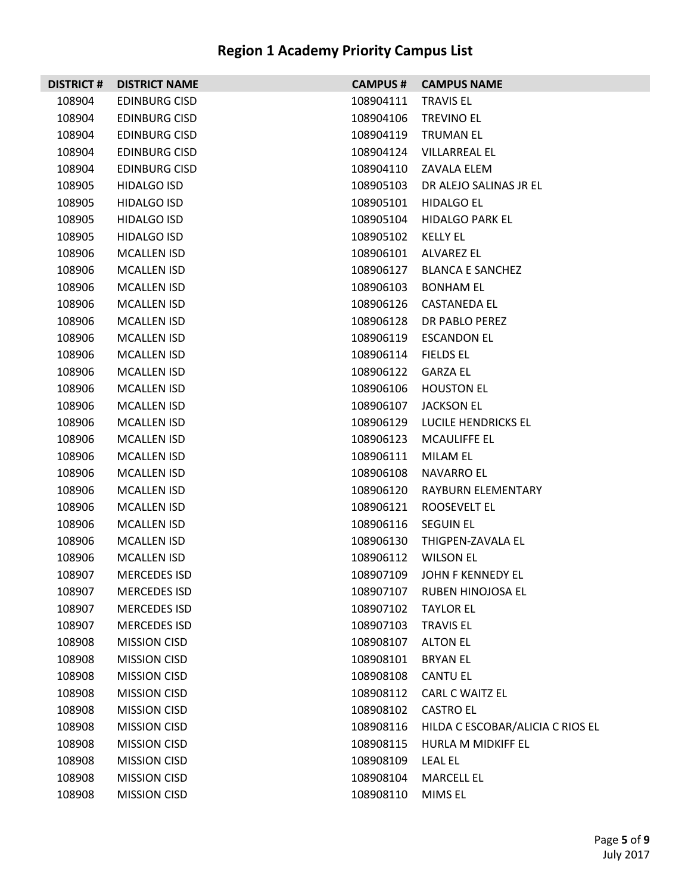# Region 1 Academy Priority Campus List

| DISTRICT # | DISTRICT NAME | CAMPUS # | CAMPUS NAME |
|---|---|---|---|
| 108904 | EDINBURG CISD | 108904111 | TRAVIS EL |
| 108904 | EDINBURG CISD | 108904106 | TREVINO EL |
| 108904 | EDINBURG CISD | 108904119 | TRUMAN EL |
| 108904 | EDINBURG CISD | 108904124 | VILLARREAL EL |
| 108904 | EDINBURG CISD | 108904110 | ZAVALA ELEM |
| 108905 | HIDALGO ISD | 108905103 | DR ALEJO SALINAS JR EL |
| 108905 | HIDALGO ISD | 108905101 | HIDALGO EL |
| 108905 | HIDALGO ISD | 108905104 | HIDALGO PARK EL |
| 108905 | HIDALGO ISD | 108905102 | KELLY EL |
| 108906 | MCALLEN ISD | 108906101 | ALVAREZ EL |
| 108906 | MCALLEN ISD | 108906127 | BLANCA E SANCHEZ |
| 108906 | MCALLEN ISD | 108906103 | BONHAM EL |
| 108906 | MCALLEN ISD | 108906126 | CASTANEDA EL |
| 108906 | MCALLEN ISD | 108906128 | DR PABLO PEREZ |
| 108906 | MCALLEN ISD | 108906119 | ESCANDON EL |
| 108906 | MCALLEN ISD | 108906114 | FIELDS EL |
| 108906 | MCALLEN ISD | 108906122 | GARZA EL |
| 108906 | MCALLEN ISD | 108906106 | HOUSTON EL |
| 108906 | MCALLEN ISD | 108906107 | JACKSON EL |
| 108906 | MCALLEN ISD | 108906129 | LUCILE HENDRICKS EL |
| 108906 | MCALLEN ISD | 108906123 | MCAULIFFE EL |
| 108906 | MCALLEN ISD | 108906111 | MILAM EL |
| 108906 | MCALLEN ISD | 108906108 | NAVARRO EL |
| 108906 | MCALLEN ISD | 108906120 | RAYBURN ELEMENTARY |
| 108906 | MCALLEN ISD | 108906121 | ROOSEVELT EL |
| 108906 | MCALLEN ISD | 108906116 | SEGUIN EL |
| 108906 | MCALLEN ISD | 108906130 | THIGPEN-ZAVALA EL |
| 108906 | MCALLEN ISD | 108906112 | WILSON EL |
| 108907 | MERCEDES ISD | 108907109 | JOHN F KENNEDY EL |
| 108907 | MERCEDES ISD | 108907107 | RUBEN HINOJOSA EL |
| 108907 | MERCEDES ISD | 108907102 | TAYLOR EL |
| 108907 | MERCEDES ISD | 108907103 | TRAVIS EL |
| 108908 | MISSION CISD | 108908107 | ALTON EL |
| 108908 | MISSION CISD | 108908101 | BRYAN EL |
| 108908 | MISSION CISD | 108908108 | CANTU EL |
| 108908 | MISSION CISD | 108908112 | CARL C WAITZ EL |
| 108908 | MISSION CISD | 108908102 | CASTRO EL |
| 108908 | MISSION CISD | 108908116 | HILDA C ESCOBAR/ALICIA C RIOS EL |
| 108908 | MISSION CISD | 108908115 | HURLA M MIDKIFF EL |
| 108908 | MISSION CISD | 108908109 | LEAL EL |
| 108908 | MISSION CISD | 108908104 | MARCELL EL |
| 108908 | MISSION CISD | 108908110 | MIMS EL |

July 2017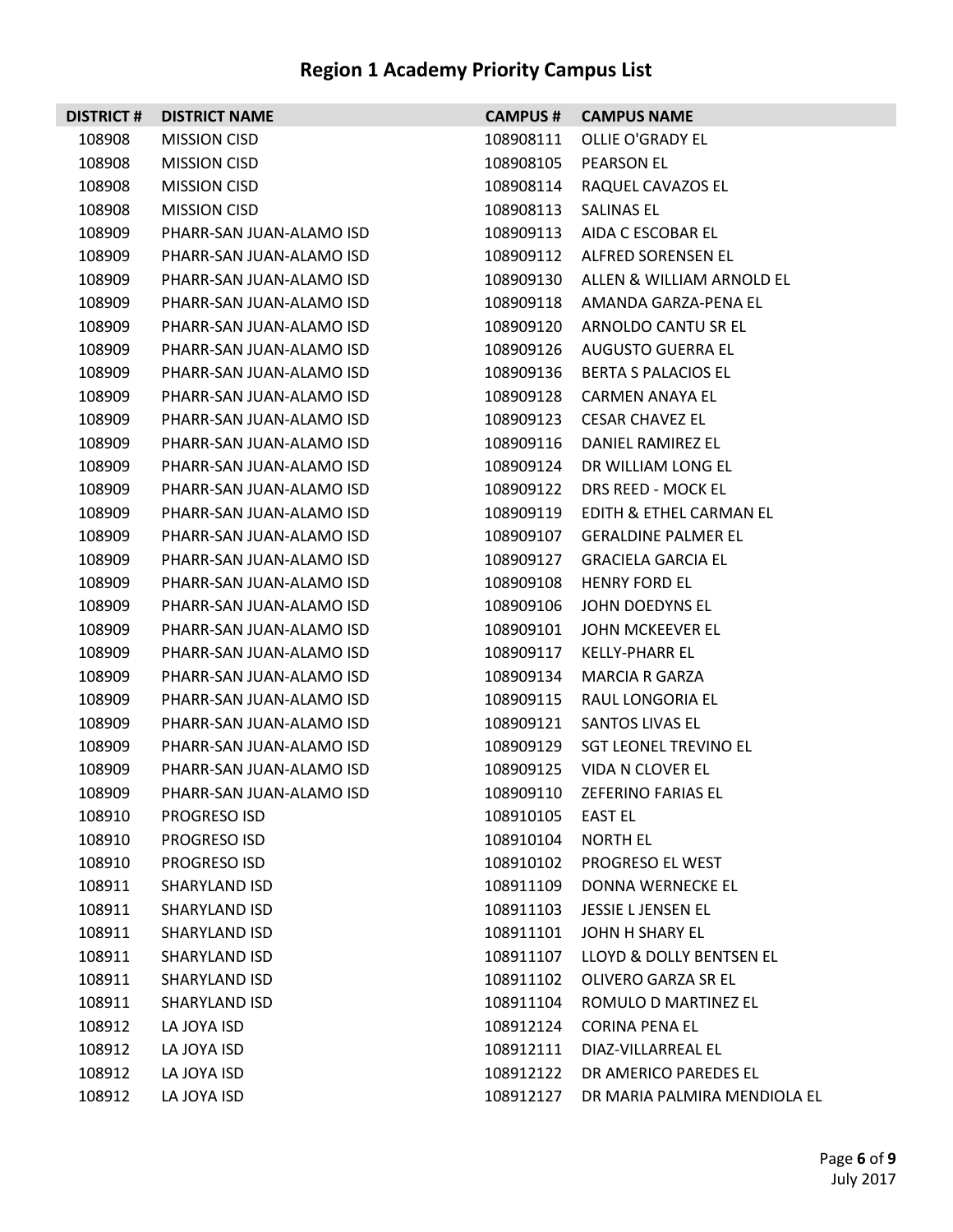# Region 1 Academy Priority Campus List

| DISTRICT # | DISTRICT NAME | CAMPUS # | CAMPUS NAME |
|---|---|---|---|
| 108908 | MISSION CISD | 108908111 | OLLIE O'GRADY EL |
| 108908 | MISSION CISD | 108908105 | PEARSON EL |
| 108908 | MISSION CISD | 108908114 | RAQUEL CAVAZOS EL |
| 108908 | MISSION CISD | 108908113 | SALINAS EL |
| 108909 | PHARR-SAN JUAN-ALAMO ISD | 108909113 | AIDA C ESCOBAR EL |
| 108909 | PHARR-SAN JUAN-ALAMO ISD | 108909112 | ALFRED SORENSEN EL |
| 108909 | PHARR-SAN JUAN-ALAMO ISD | 108909130 | ALLEN & WILLIAM ARNOLD EL |
| 108909 | PHARR-SAN JUAN-ALAMO ISD | 108909118 | AMANDA GARZA-PENA EL |
| 108909 | PHARR-SAN JUAN-ALAMO ISD | 108909120 | ARNOLDO CANTU SR EL |
| 108909 | PHARR-SAN JUAN-ALAMO ISD | 108909126 | AUGUSTO GUERRA EL |
| 108909 | PHARR-SAN JUAN-ALAMO ISD | 108909136 | BERTA S PALACIOS EL |
| 108909 | PHARR-SAN JUAN-ALAMO ISD | 108909128 | CARMEN ANAYA EL |
| 108909 | PHARR-SAN JUAN-ALAMO ISD | 108909123 | CESAR CHAVEZ EL |
| 108909 | PHARR-SAN JUAN-ALAMO ISD | 108909116 | DANIEL RAMIREZ EL |
| 108909 | PHARR-SAN JUAN-ALAMO ISD | 108909124 | DR WILLIAM LONG EL |
| 108909 | PHARR-SAN JUAN-ALAMO ISD | 108909122 | DRS REED - MOCK EL |
| 108909 | PHARR-SAN JUAN-ALAMO ISD | 108909119 | EDITH & ETHEL CARMAN EL |
| 108909 | PHARR-SAN JUAN-ALAMO ISD | 108909107 | GERALDINE PALMER EL |
| 108909 | PHARR-SAN JUAN-ALAMO ISD | 108909127 | GRACIELA GARCIA EL |
| 108909 | PHARR-SAN JUAN-ALAMO ISD | 108909108 | HENRY FORD EL |
| 108909 | PHARR-SAN JUAN-ALAMO ISD | 108909106 | JOHN DOEDYNS EL |
| 108909 | PHARR-SAN JUAN-ALAMO ISD | 108909101 | JOHN MCKEEVER EL |
| 108909 | PHARR-SAN JUAN-ALAMO ISD | 108909117 | KELLY-PHARR EL |
| 108909 | PHARR-SAN JUAN-ALAMO ISD | 108909134 | MARCIA R GARZA |
| 108909 | PHARR-SAN JUAN-ALAMO ISD | 108909115 | RAUL LONGORIA EL |
| 108909 | PHARR-SAN JUAN-ALAMO ISD | 108909121 | SANTOS LIVAS EL |
| 108909 | PHARR-SAN JUAN-ALAMO ISD | 108909129 | SGT LEONEL TREVINO EL |
| 108909 | PHARR-SAN JUAN-ALAMO ISD | 108909125 | VIDA N CLOVER EL |
| 108909 | PHARR-SAN JUAN-ALAMO ISD | 108909110 | ZEFERINO FARIAS EL |
| 108910 | PROGRESO ISD | 108910105 | EAST EL |
| 108910 | PROGRESO ISD | 108910104 | NORTH EL |
| 108910 | PROGRESO ISD | 108910102 | PROGRESO EL WEST |
| 108911 | SHARYLAND ISD | 108911109 | DONNA WERNECKE EL |
| 108911 | SHARYLAND ISD | 108911103 | JESSIE L JENSEN EL |
| 108911 | SHARYLAND ISD | 108911101 | JOHN H SHARY EL |
| 108911 | SHARYLAND ISD | 108911107 | LLOYD & DOLLY BENTSEN EL |
| 108911 | SHARYLAND ISD | 108911102 | OLIVERO GARZA SR EL |
| 108911 | SHARYLAND ISD | 108911104 | ROMULO D MARTINEZ EL |
| 108912 | LA JOYA ISD | 108912124 | CORINA PENA EL |
| 108912 | LA JOYA ISD | 108912111 | DIAZ-VILLARREAL EL |
| 108912 | LA JOYA ISD | 108912122 | DR AMERICO PAREDES EL |
| 108912 | LA JOYA ISD | 108912127 | DR MARIA PALMIRA MENDIOLA EL |

July 2017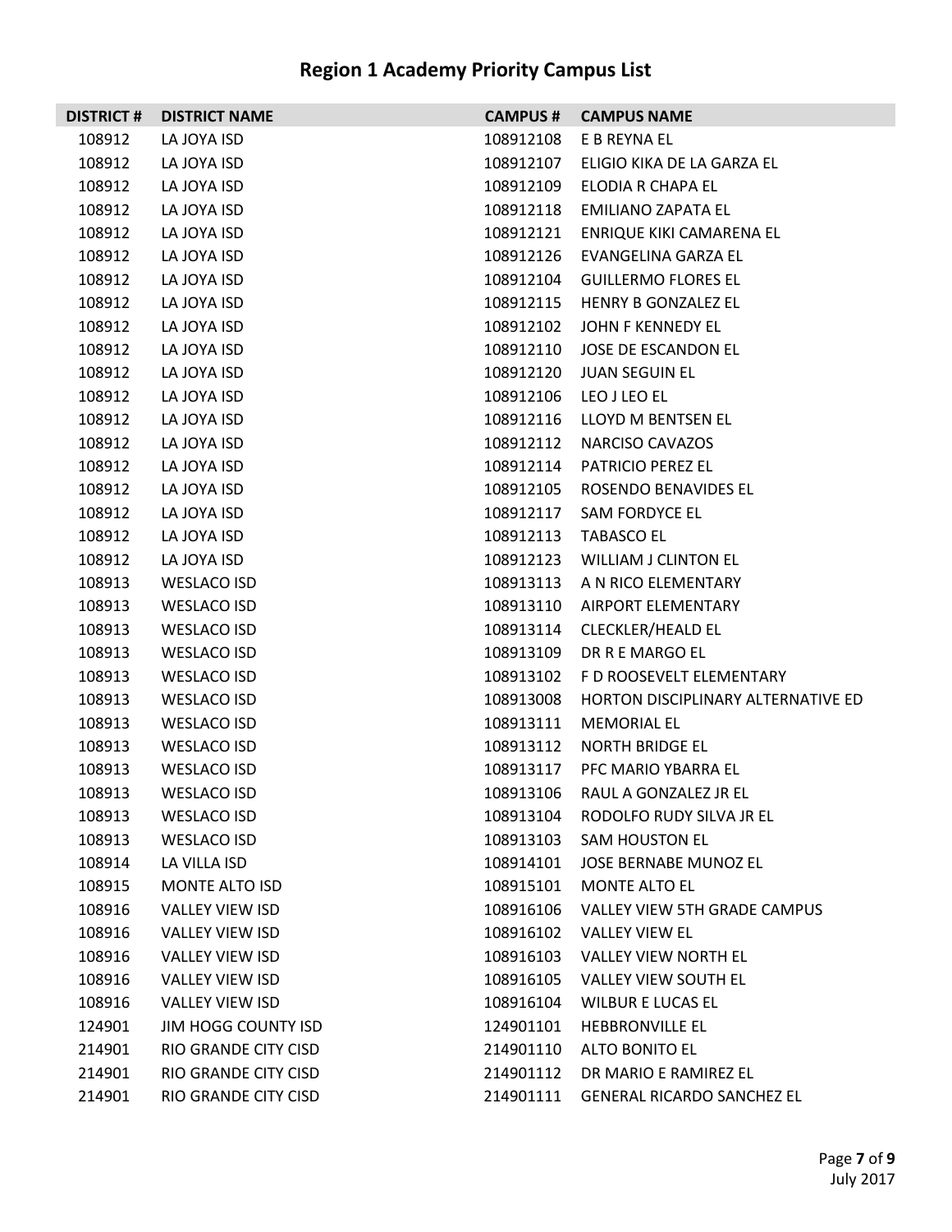# Region 1 Academy Priority Campus List

| DISTRICT # | DISTRICT NAME | CAMPUS # | CAMPUS NAME |
|---|---|---|---|
| 108912 | LA JOYA ISD | 108912108 | E B REYNA EL |
| 108912 | LA JOYA ISD | 108912107 | ELIGIO KIKA DE LA GARZA EL |
| 108912 | LA JOYA ISD | 108912109 | ELODIA R CHAPA EL |
| 108912 | LA JOYA ISD | 108912118 | EMILIANO ZAPATA EL |
| 108912 | LA JOYA ISD | 108912121 | ENRIQUE KIKI CAMARENA EL |
| 108912 | LA JOYA ISD | 108912126 | EVANGELINA GARZA EL |
| 108912 | LA JOYA ISD | 108912104 | GUILLERMO FLORES EL |
| 108912 | LA JOYA ISD | 108912115 | HENRY B GONZALEZ EL |
| 108912 | LA JOYA ISD | 108912102 | JOHN F KENNEDY EL |
| 108912 | LA JOYA ISD | 108912110 | JOSE DE ESCANDON EL |
| 108912 | LA JOYA ISD | 108912120 | JUAN SEGUIN EL |
| 108912 | LA JOYA ISD | 108912106 | LEO J LEO EL |
| 108912 | LA JOYA ISD | 108912116 | LLOYD M BENTSEN EL |
| 108912 | LA JOYA ISD | 108912112 | NARCISO CAVAZOS |
| 108912 | LA JOYA ISD | 108912114 | PATRICIO PEREZ EL |
| 108912 | LA JOYA ISD | 108912105 | ROSENDO BENAVIDES EL |
| 108912 | LA JOYA ISD | 108912117 | SAM FORDYCE EL |
| 108912 | LA JOYA ISD | 108912113 | TABASCO EL |
| 108912 | LA JOYA ISD | 108912123 | WILLIAM J CLINTON EL |
| 108913 | WESLACO ISD | 108913113 | A N RICO ELEMENTARY |
| 108913 | WESLACO ISD | 108913110 | AIRPORT ELEMENTARY |
| 108913 | WESLACO ISD | 108913114 | CLECKLER/HEALD EL |
| 108913 | WESLACO ISD | 108913109 | DR R E MARGO EL |
| 108913 | WESLACO ISD | 108913102 | F D ROOSEVELT ELEMENTARY |
| 108913 | WESLACO ISD | 108913008 | HORTON DISCIPLINARY ALTERNATIVE ED |
| 108913 | WESLACO ISD | 108913111 | MEMORIAL EL |
| 108913 | WESLACO ISD | 108913112 | NORTH BRIDGE EL |
| 108913 | WESLACO ISD | 108913117 | PFC MARIO YBARRA EL |
| 108913 | WESLACO ISD | 108913106 | RAUL A GONZALEZ JR EL |
| 108913 | WESLACO ISD | 108913104 | RODOLFO RUDY SILVA JR EL |
| 108913 | WESLACO ISD | 108913103 | SAM HOUSTON EL |
| 108914 | LA VILLA ISD | 108914101 | JOSE BERNABE MUNOZ EL |
| 108915 | MONTE ALTO ISD | 108915101 | MONTE ALTO EL |
| 108916 | VALLEY VIEW ISD | 108916106 | VALLEY VIEW 5TH GRADE CAMPUS |
| 108916 | VALLEY VIEW ISD | 108916102 | VALLEY VIEW EL |
| 108916 | VALLEY VIEW ISD | 108916103 | VALLEY VIEW NORTH EL |
| 108916 | VALLEY VIEW ISD | 108916105 | VALLEY VIEW SOUTH EL |
| 108916 | VALLEY VIEW ISD | 108916104 | WILBUR E LUCAS EL |
| 124901 | JIM HOGG COUNTY ISD | 124901101 | HEBBRONVILLE EL |
| 214901 | RIO GRANDE CITY CISD | 214901110 | ALTO BONITO EL |
| 214901 | RIO GRANDE CITY CISD | 214901112 | DR MARIO E RAMIREZ EL |
| 214901 | RIO GRANDE CITY CISD | 214901111 | GENERAL RICARDO SANCHEZ EL |

July 2017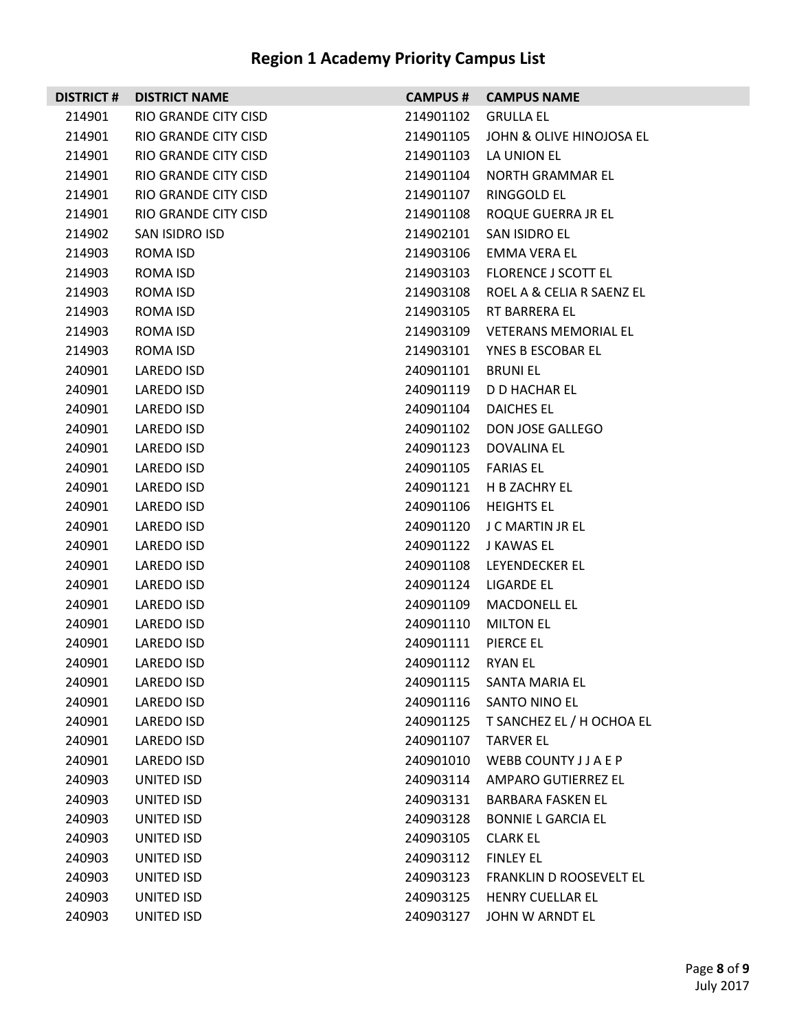# Region 1 Academy Priority Campus List

| DISTRICT # | DISTRICT NAME | CAMPUS # | CAMPUS NAME |
|---|---|---|---|
| 214901 | RIO GRANDE CITY CISD | 214901102 | GRULLA EL |
| 214901 | RIO GRANDE CITY CISD | 214901105 | JOHN & OLIVE HINOJOSA EL |
| 214901 | RIO GRANDE CITY CISD | 214901103 | LA UNION EL |
| 214901 | RIO GRANDE CITY CISD | 214901104 | NORTH GRAMMAR EL |
| 214901 | RIO GRANDE CITY CISD | 214901107 | RINGGOLD EL |
| 214901 | RIO GRANDE CITY CISD | 214901108 | ROQUE GUERRA JR EL |
| 214902 | SAN ISIDRO ISD | 214902101 | SAN ISIDRO EL |
| 214903 | ROMA ISD | 214903106 | EMMA VERA EL |
| 214903 | ROMA ISD | 214903103 | FLORENCE J SCOTT EL |
| 214903 | ROMA ISD | 214903108 | ROEL A & CELIA R SAENZ EL |
| 214903 | ROMA ISD | 214903105 | RT BARRERA EL |
| 214903 | ROMA ISD | 214903109 | VETERANS MEMORIAL EL |
| 214903 | ROMA ISD | 214903101 | YNES B ESCOBAR EL |
| 240901 | LAREDO ISD | 240901101 | BRUNI EL |
| 240901 | LAREDO ISD | 240901119 | D D HACHAR EL |
| 240901 | LAREDO ISD | 240901104 | DAICHES EL |
| 240901 | LAREDO ISD | 240901102 | DON JOSE GALLEGO |
| 240901 | LAREDO ISD | 240901123 | DOVALINA EL |
| 240901 | LAREDO ISD | 240901105 | FARIAS EL |
| 240901 | LAREDO ISD | 240901121 | H B ZACHRY EL |
| 240901 | LAREDO ISD | 240901106 | HEIGHTS EL |
| 240901 | LAREDO ISD | 240901120 | J C MARTIN JR EL |
| 240901 | LAREDO ISD | 240901122 | J KAWAS EL |
| 240901 | LAREDO ISD | 240901108 | LEYENDECKER EL |
| 240901 | LAREDO ISD | 240901124 | LIGARDE EL |
| 240901 | LAREDO ISD | 240901109 | MACDONELL EL |
| 240901 | LAREDO ISD | 240901110 | MILTON EL |
| 240901 | LAREDO ISD | 240901111 | PIERCE EL |
| 240901 | LAREDO ISD | 240901112 | RYAN EL |
| 240901 | LAREDO ISD | 240901115 | SANTA MARIA EL |
| 240901 | LAREDO ISD | 240901116 | SANTO NINO EL |
| 240901 | LAREDO ISD | 240901125 | T SANCHEZ EL / H OCHOA EL |
| 240901 | LAREDO ISD | 240901107 | TARVER EL |
| 240901 | LAREDO ISD | 240901010 | WEBB COUNTY J J A E P |
| 240903 | UNITED ISD | 240903114 | AMPARO GUTIERREZ EL |
| 240903 | UNITED ISD | 240903131 | BARBARA FASKEN EL |
| 240903 | UNITED ISD | 240903128 | BONNIE L GARCIA EL |
| 240903 | UNITED ISD | 240903105 | CLARK EL |
| 240903 | UNITED ISD | 240903112 | FINLEY EL |
| 240903 | UNITED ISD | 240903123 | FRANKLIN D ROOSEVELT EL |
| 240903 | UNITED ISD | 240903125 | HENRY CUELLAR EL |
| 240903 | UNITED ISD | 240903127 | JOHN W ARNDT EL |

July 2017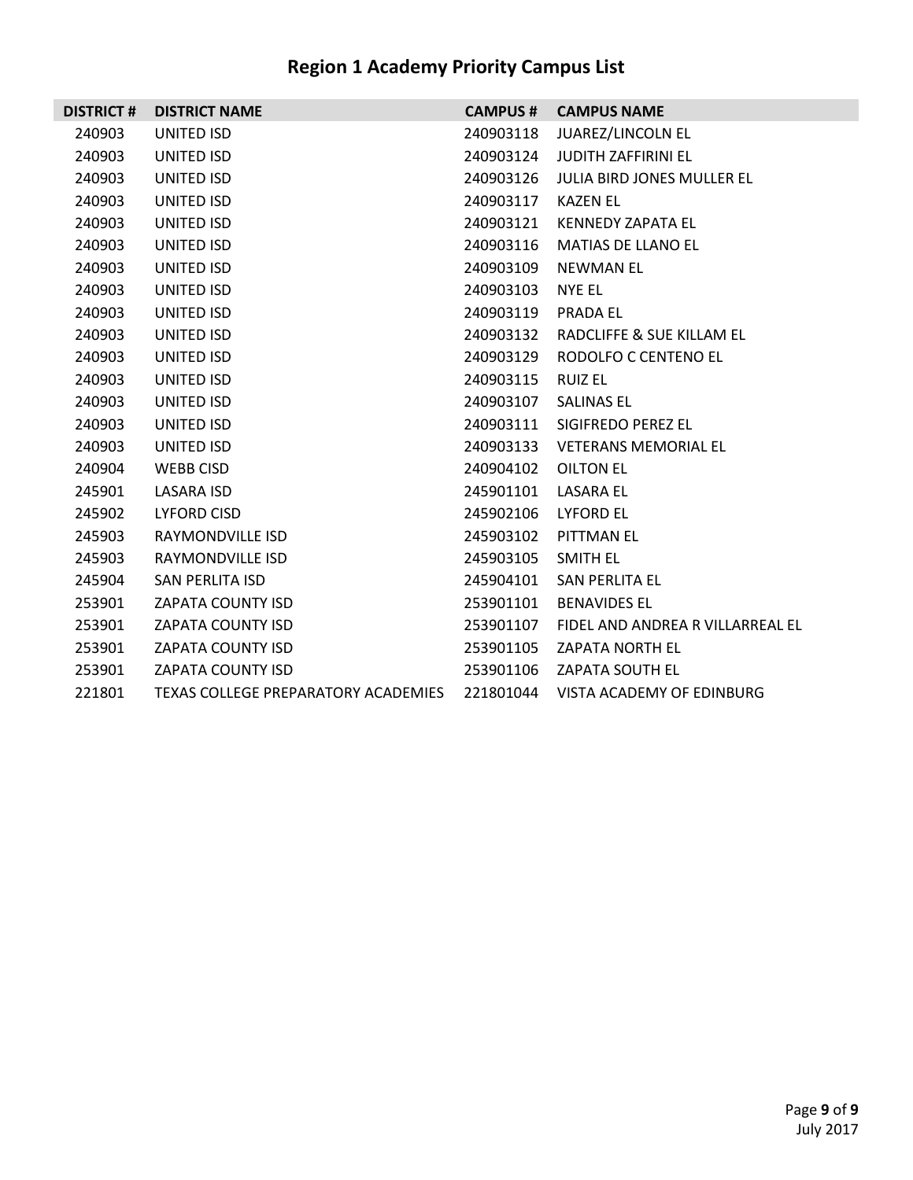# Region 1 Academy Priority Campus List

| DISTRICT # | DISTRICT NAME | CAMPUS # | CAMPUS NAME |
|---|---|---|---|
| 240903 | UNITED ISD | 240903118 | JUAREZ/LINCOLN EL |
| 240903 | UNITED ISD | 240903124 | JUDITH ZAFFIRINI EL |
| 240903 | UNITED ISD | 240903126 | JULIA BIRD JONES MULLER EL |
| 240903 | UNITED ISD | 240903117 | KAZEN EL |
| 240903 | UNITED ISD | 240903121 | KENNEDY ZAPATA EL |
| 240903 | UNITED ISD | 240903116 | MATIAS DE LLANO EL |
| 240903 | UNITED ISD | 240903109 | NEWMAN EL |
| 240903 | UNITED ISD | 240903103 | NYE EL |
| 240903 | UNITED ISD | 240903119 | PRADA EL |
| 240903 | UNITED ISD | 240903132 | RADCLIFFE & SUE KILLAM EL |
| 240903 | UNITED ISD | 240903129 | RODOLFO C CENTENO EL |
| 240903 | UNITED ISD | 240903115 | RUIZ EL |
| 240903 | UNITED ISD | 240903107 | SALINAS EL |
| 240903 | UNITED ISD | 240903111 | SIGIFREDO PEREZ EL |
| 240903 | UNITED ISD | 240903133 | VETERANS MEMORIAL EL |
| 240904 | WEBB CISD | 240904102 | OILTON EL |
| 245901 | LASARA ISD | 245901101 | LASARA EL |
| 245902 | LYFORD CISD | 245902106 | LYFORD EL |
| 245903 | RAYMONDVILLE ISD | 245903102 | PITTMAN EL |
| 245903 | RAYMONDVILLE ISD | 245903105 | SMITH EL |
| 245904 | SAN PERLITA ISD | 245904101 | SAN PERLITA EL |
| 253901 | ZAPATA COUNTY ISD | 253901101 | BENAVIDES EL |
| 253901 | ZAPATA COUNTY ISD | 253901107 | FIDEL AND ANDREA R VILLARREAL EL |
| 253901 | ZAPATA COUNTY ISD | 253901105 | ZAPATA NORTH EL |
| 253901 | ZAPATA COUNTY ISD | 253901106 | ZAPATA SOUTH EL |
| 221801 | TEXAS COLLEGE PREPARATORY ACADEMIES | 221801044 | VISTA ACADEMY OF EDINBURG |

July 2017